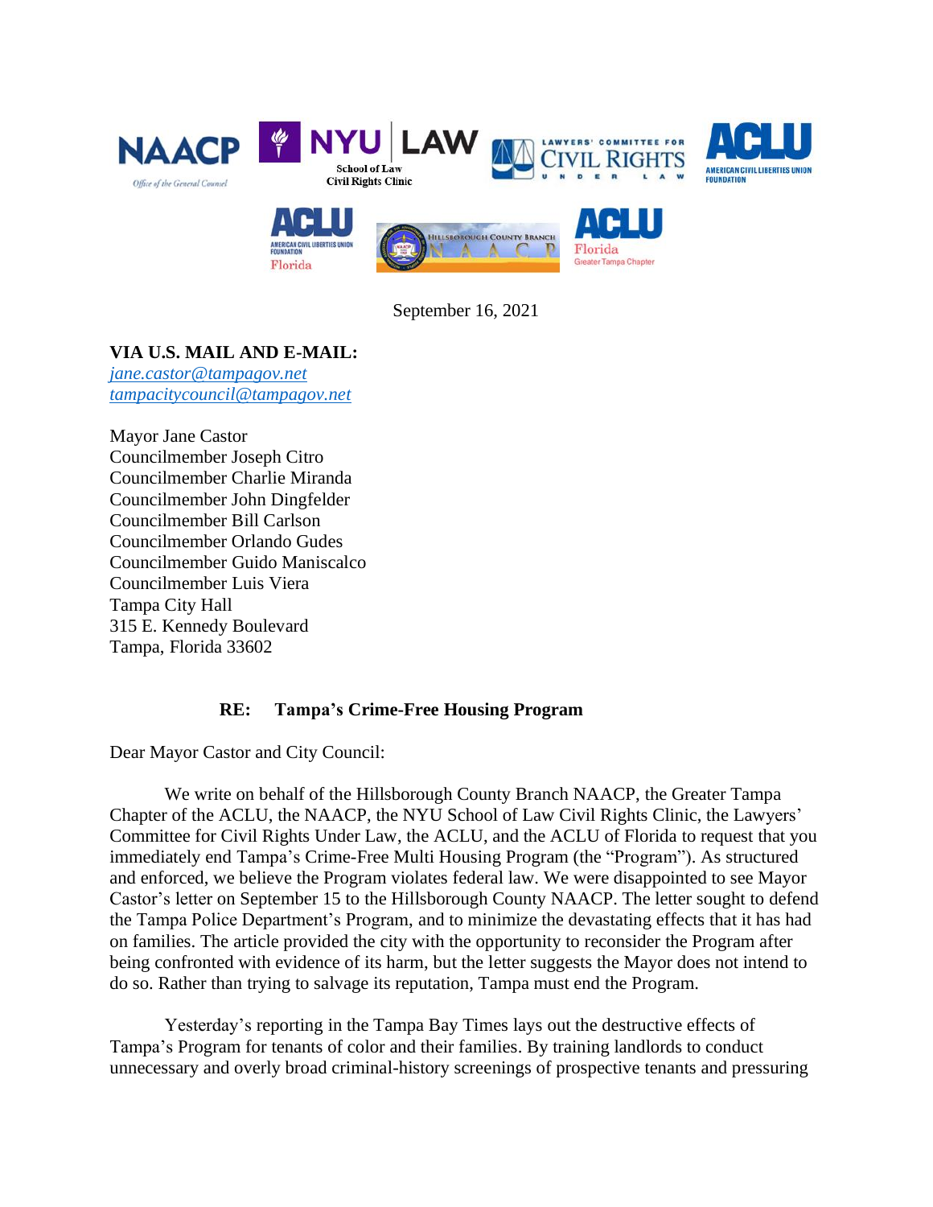September 16, 2021

**VIA U.S. MAIL AND E-MAIL:**
*jane.castor@tampagov.net*
*tampacitycouncil@tampagov.net*

Mayor Jane Castor
Councilmember Joseph Citro
Councilmember Charlie Miranda
Councilmember John Dingfelder
Councilmember Bill Carlson
Councilmember Orlando Gudes
Councilmember Guido Maniscalco
Councilmember Luis Viera
Tampa City Hall
315 E. Kennedy Boulevard
Tampa, Florida 33602

**RE: Tampa's Crime-Free Housing Program**

Dear Mayor Castor and City Council:

We write on behalf of the Hillsborough County Branch NAACP, the Greater Tampa Chapter of the ACLU, the NAACP, the NYU School of Law Civil Rights Clinic, the Lawyers' Committee for Civil Rights Under Law, the ACLU, and the ACLU of Florida to request that you immediately end Tampa's Crime-Free Multi Housing Program (the "Program"). As structured and enforced, we believe the Program violates federal law. We were disappointed to see Mayor Castor's letter on September 15 to the Hillsborough County NAACP. The letter sought to defend the Tampa Police Department's Program, and to minimize the devastating effects that it has had on families. The article provided the city with the opportunity to reconsider the Program after being confronted with evidence of its harm, but the letter suggests the Mayor does not intend to do so. Rather than trying to salvage its reputation, Tampa must end the Program.

Yesterday's reporting in the Tampa Bay Times lays out the destructive effects of Tampa's Program for tenants of color and their families. By training landlords to conduct unnecessary and overly broad criminal-history screenings of prospective tenants and pressuring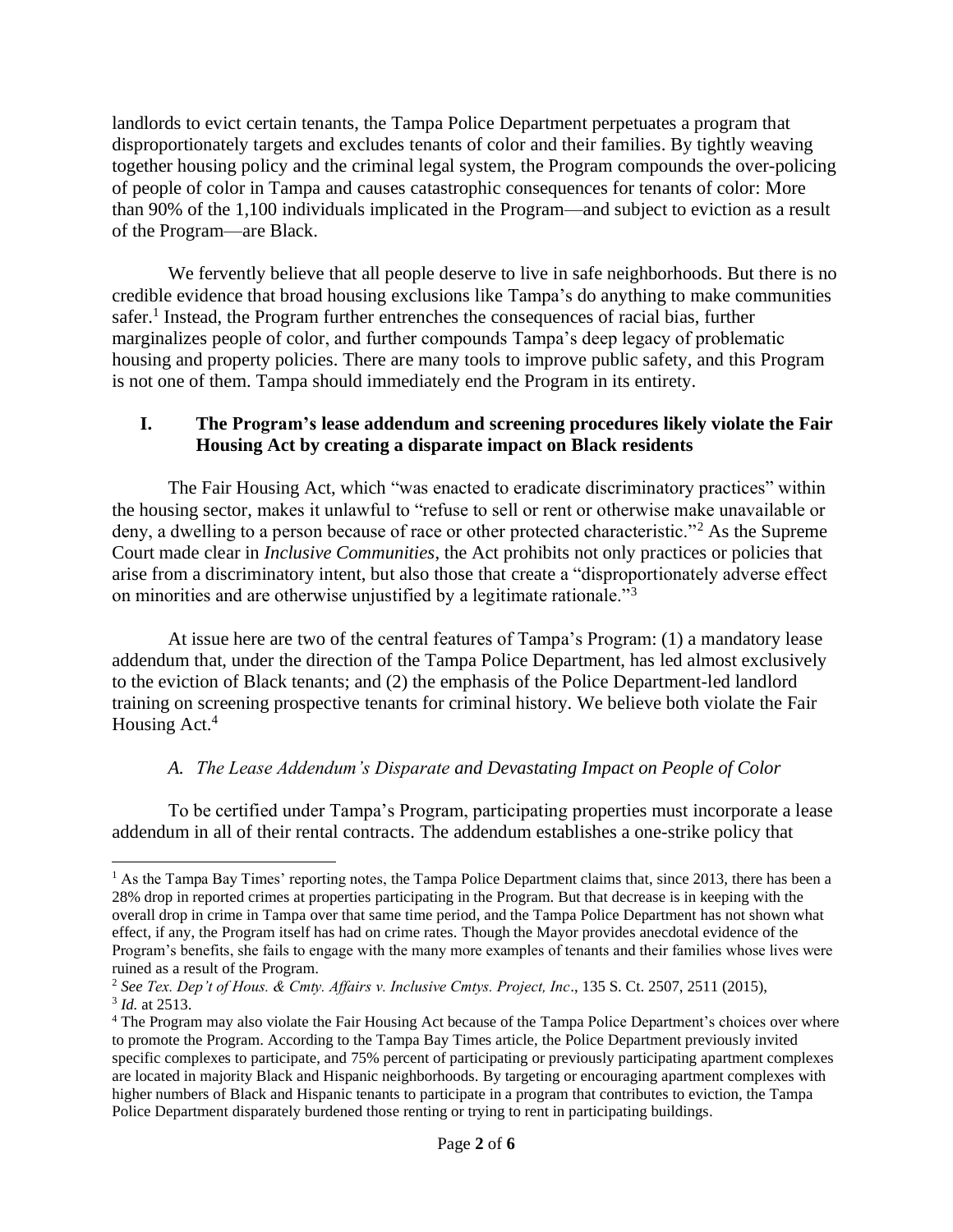landlords to evict certain tenants, the Tampa Police Department perpetuates a program that disproportionately targets and excludes tenants of color and their families. By tightly weaving together housing policy and the criminal legal system, the Program compounds the over-policing of people of color in Tampa and causes catastrophic consequences for tenants of color: More than 90% of the 1,100 individuals implicated in the Program—and subject to eviction as a result of the Program—are Black.

We fervently believe that all people deserve to live in safe neighborhoods. But there is no credible evidence that broad housing exclusions like Tampa's do anything to make communities safer.[1] Instead, the Program further entrenches the consequences of racial bias, further marginalizes people of color, and further compounds Tampa's deep legacy of problematic housing and property policies. There are many tools to improve public safety, and this Program is not one of them. Tampa should immediately end the Program in its entirety.

## I. The Program's lease addendum and screening procedures likely violate the Fair Housing Act by creating a disparate impact on Black residents

The Fair Housing Act, which "was enacted to eradicate discriminatory practices" within the housing sector, makes it unlawful to "refuse to sell or rent or otherwise make unavailable or deny, a dwelling to a person because of race or other protected characteristic."[2] As the Supreme Court made clear in *Inclusive Communities*, the Act prohibits not only practices or policies that arise from a discriminatory intent, but also those that create a "disproportionately adverse effect on minorities and are otherwise unjustified by a legitimate rationale."[3]

At issue here are two of the central features of Tampa's Program: (1) a mandatory lease addendum that, under the direction of the Tampa Police Department, has led almost exclusively to the eviction of Black tenants; and (2) the emphasis of the Police Department-led landlord training on screening prospective tenants for criminal history. We believe both violate the Fair Housing Act.[4]

### *A. The Lease Addendum's Disparate and Devastating Impact on People of Color*

To be certified under Tampa's Program, participating properties must incorporate a lease addendum in all of their rental contracts. The addendum establishes a one-strike policy that

---

[1] As the Tampa Bay Times' reporting notes, the Tampa Police Department claims that, since 2013, there has been a 28% drop in reported crimes at properties participating in the Program. But that decrease is in keeping with the overall drop in crime in Tampa over that same time period, and the Tampa Police Department has not shown what effect, if any, the Program itself has had on crime rates. Though the Mayor provides anecdotal evidence of the Program's benefits, she fails to engage with the many more examples of tenants and their families whose lives were ruined as a result of the Program.

[2] *See Tex. Dep't of Hous. & Cmty. Affairs v. Inclusive Cmtys. Project, Inc*., 135 S. Ct. 2507, 2511 (2015),

[3] *Id.* at 2513.

[4] The Program may also violate the Fair Housing Act because of the Tampa Police Department's choices over where to promote the Program. According to the Tampa Bay Times article, the Police Department previously invited specific complexes to participate, and 75% percent of participating or previously participating apartment complexes are located in majority Black and Hispanic neighborhoods. By targeting or encouraging apartment complexes with higher numbers of Black and Hispanic tenants to participate in a program that contributes to eviction, the Tampa Police Department disparately burdened those renting or trying to rent in participating buildings.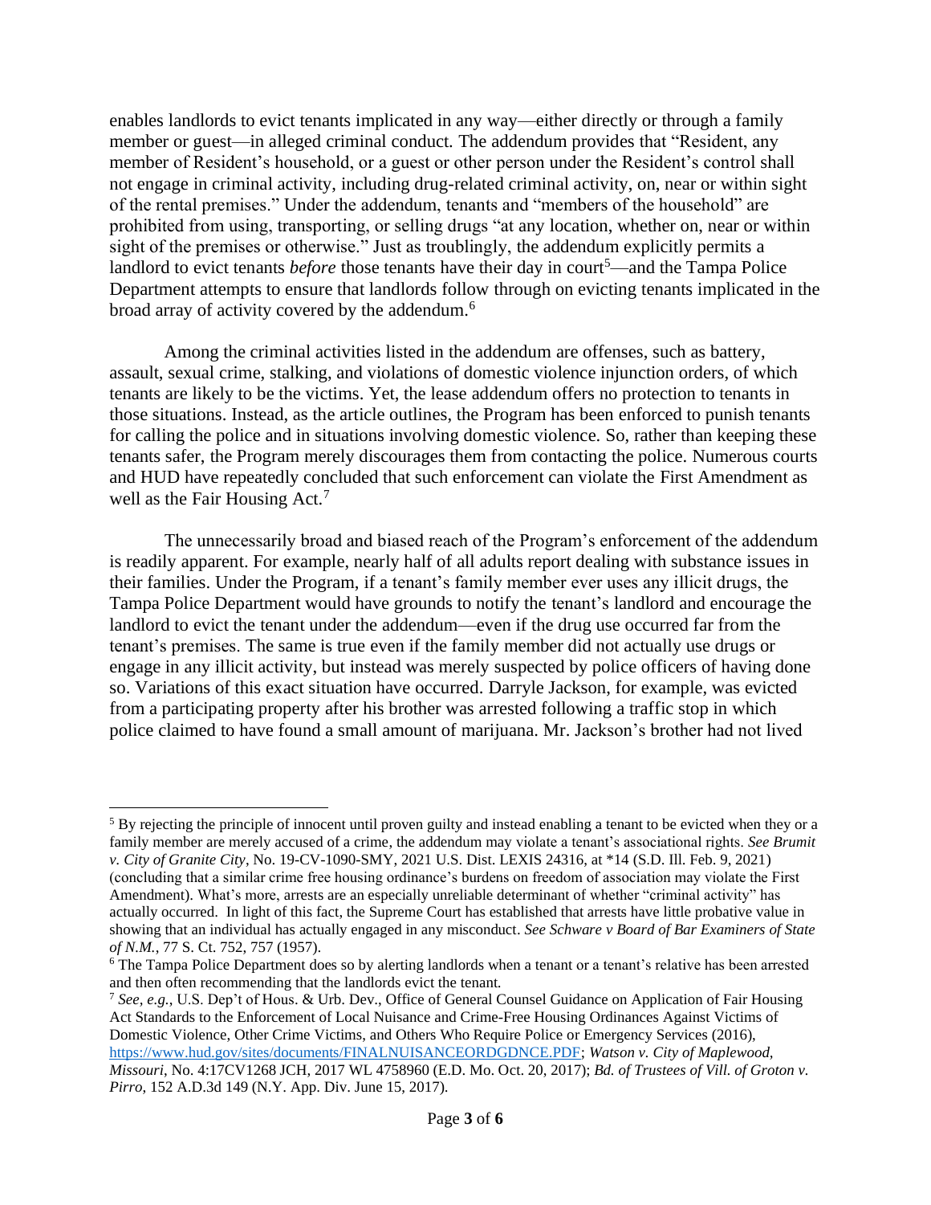enables landlords to evict tenants implicated in any way—either directly or through a family member or guest—in alleged criminal conduct. The addendum provides that "Resident, any member of Resident's household, or a guest or other person under the Resident's control shall not engage in criminal activity, including drug-related criminal activity, on, near or within sight of the rental premises." Under the addendum, tenants and "members of the household" are prohibited from using, transporting, or selling drugs "at any location, whether on, near or within sight of the premises or otherwise." Just as troublingly, the addendum explicitly permits a landlord to evict tenants *before* those tenants have their day in court[5]—and the Tampa Police Department attempts to ensure that landlords follow through on evicting tenants implicated in the broad array of activity covered by the addendum.[6]

Among the criminal activities listed in the addendum are offenses, such as battery, assault, sexual crime, stalking, and violations of domestic violence injunction orders, of which tenants are likely to be the victims. Yet, the lease addendum offers no protection to tenants in those situations. Instead, as the article outlines, the Program has been enforced to punish tenants for calling the police and in situations involving domestic violence. So, rather than keeping these tenants safer, the Program merely discourages them from contacting the police. Numerous courts and HUD have repeatedly concluded that such enforcement can violate the First Amendment as well as the Fair Housing Act.[7]

The unnecessarily broad and biased reach of the Program's enforcement of the addendum is readily apparent. For example, nearly half of all adults report dealing with substance issues in their families. Under the Program, if a tenant's family member ever uses any illicit drugs, the Tampa Police Department would have grounds to notify the tenant's landlord and encourage the landlord to evict the tenant under the addendum—even if the drug use occurred far from the tenant's premises. The same is true even if the family member did not actually use drugs or engage in any illicit activity, but instead was merely suspected by police officers of having done so. Variations of this exact situation have occurred. Darryle Jackson, for example, was evicted from a participating property after his brother was arrested following a traffic stop in which police claimed to have found a small amount of marijuana. Mr. Jackson's brother had not lived

---

[5] By rejecting the principle of innocent until proven guilty and instead enabling a tenant to be evicted when they or a family member are merely accused of a crime, the addendum may violate a tenant's associational rights. *See Brumit v. City of Granite City*, No. 19-CV-1090-SMY, 2021 U.S. Dist. LEXIS 24316, at *14 (S.D. Ill. Feb. 9, 2021) (concluding that a similar crime free housing ordinance's burdens on freedom of association may violate the First Amendment). What's more, arrests are an especially unreliable determinant of whether "criminal activity" has actually occurred. In light of this fact, the Supreme Court has established that arrests have little probative value in showing that an individual has actually engaged in any misconduct. *See Schware v Board of Bar Examiners of State of N.M.*, 77 S. Ct. 752, 757 (1957).

[6] The Tampa Police Department does so by alerting landlords when a tenant or a tenant's relative has been arrested and then often recommending that the landlords evict the tenant.

[7] *See, e.g.*, U.S. Dep't of Hous. & Urb. Dev., Office of General Counsel Guidance on Application of Fair Housing Act Standards to the Enforcement of Local Nuisance and Crime-Free Housing Ordinances Against Victims of Domestic Violence, Other Crime Victims, and Others Who Require Police or Emergency Services (2016), https://www.hud.gov/sites/documents/FINALNUISANCEORDGDNCE.PDF; *Watson v. City of Maplewood, Missouri*, No. 4:17CV1268 JCH, 2017 WL 4758960 (E.D. Mo. Oct. 20, 2017); *Bd. of Trustees of Vill. of Groton v. Pirro*, 152 A.D.3d 149 (N.Y. App. Div. June 15, 2017).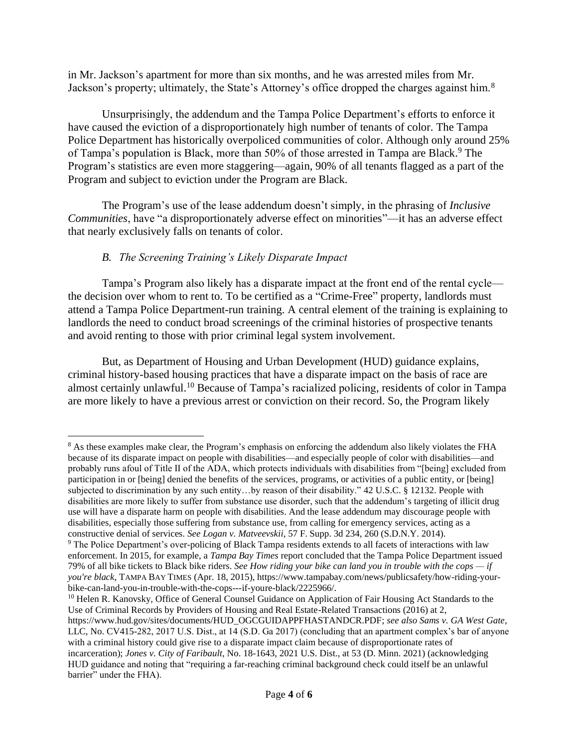in Mr. Jackson's apartment for more than six months, and he was arrested miles from Mr. Jackson's property; ultimately, the State's Attorney's office dropped the charges against him.[8]

Unsurprisingly, the addendum and the Tampa Police Department's efforts to enforce it have caused the eviction of a disproportionately high number of tenants of color. The Tampa Police Department has historically overpoliced communities of color. Although only around 25% of Tampa's population is Black, more than 50% of those arrested in Tampa are Black.[9] The Program's statistics are even more staggering—again, 90% of all tenants flagged as a part of the Program and subject to eviction under the Program are Black.

The Program's use of the lease addendum doesn't simply, in the phrasing of *Inclusive Communities*, have "a disproportionately adverse effect on minorities"—it has an adverse effect that nearly exclusively falls on tenants of color.

### *B. The Screening Training's Likely Disparate Impact*

Tampa's Program also likely has a disparate impact at the front end of the rental cycle—the decision over whom to rent to. To be certified as a "Crime-Free" property, landlords must attend a Tampa Police Department-run training. A central element of the training is explaining to landlords the need to conduct broad screenings of the criminal histories of prospective tenants and avoid renting to those with prior criminal legal system involvement.

But, as Department of Housing and Urban Development (HUD) guidance explains, criminal history-based housing practices that have a disparate impact on the basis of race are almost certainly unlawful.[10] Because of Tampa's racialized policing, residents of color in Tampa are more likely to have a previous arrest or conviction on their record. So, the Program likely

---

[8] As these examples make clear, the Program's emphasis on enforcing the addendum also likely violates the FHA because of its disparate impact on people with disabilities—and especially people of color with disabilities—and probably runs afoul of Title II of the ADA, which protects individuals with disabilities from "[being] excluded from participation in or [being] denied the benefits of the services, programs, or activities of a public entity, or [being] subjected to discrimination by any such entity…by reason of their disability." 42 U.S.C. § 12132. People with disabilities are more likely to suffer from substance use disorder, such that the addendum's targeting of illicit drug use will have a disparate harm on people with disabilities. And the lease addendum may discourage people with disabilities, especially those suffering from substance use, from calling for emergency services, acting as a constructive denial of services. *See Logan v. Matveevskii*, 57 F. Supp. 3d 234, 260 (S.D.N.Y. 2014).

[9] The Police Department's over-policing of Black Tampa residents extends to all facets of interactions with law enforcement. In 2015, for example, a *Tampa Bay Times* report concluded that the Tampa Police Department issued 79% of all bike tickets to Black bike riders. *See How riding your bike can land you in trouble with the cops — if you're black*, TAMPA BAY TIMES (Apr. 18, 2015), https://www.tampabay.com/news/publicsafety/how-riding-your-bike-can-land-you-in-trouble-with-the-cops---if-youre-black/2225966/.

[10] Helen R. Kanovsky, Office of General Counsel Guidance on Application of Fair Housing Act Standards to the Use of Criminal Records by Providers of Housing and Real Estate-Related Transactions (2016) at 2, https://www.hud.gov/sites/documents/HUD_OGCGUIDAPPFHASTANDCR.PDF; *see also Sams v. GA West Gate*, LLC, No. CV415-282, 2017 U.S. Dist., at 14 (S.D. Ga 2017) (concluding that an apartment complex's bar of anyone with a criminal history could give rise to a disparate impact claim because of disproportionate rates of incarceration); *Jones v. City of Faribault*, No. 18-1643, 2021 U.S. Dist., at 53 (D. Minn. 2021) (acknowledging HUD guidance and noting that "requiring a far-reaching criminal background check could itself be an unlawful barrier" under the FHA).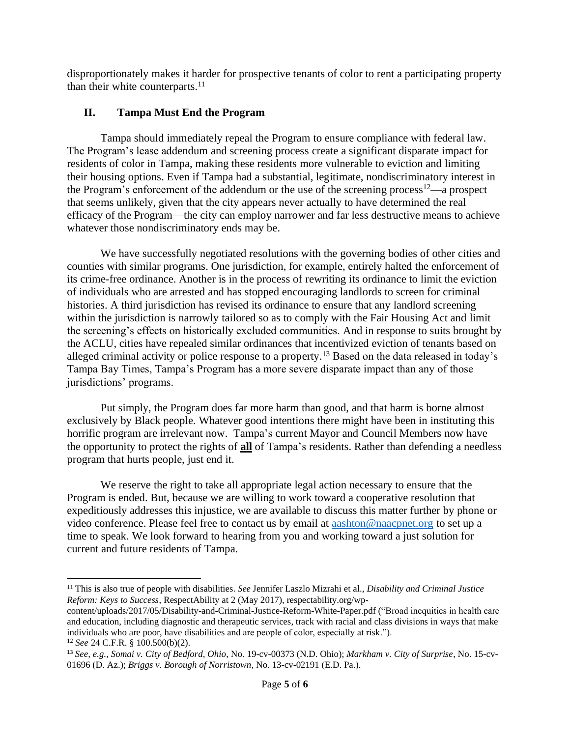disproportionately makes it harder for prospective tenants of color to rent a participating property than their white counterparts.[11]

## II. Tampa Must End the Program

Tampa should immediately repeal the Program to ensure compliance with federal law. The Program's lease addendum and screening process create a significant disparate impact for residents of color in Tampa, making these residents more vulnerable to eviction and limiting their housing options. Even if Tampa had a substantial, legitimate, nondiscriminatory interest in the Program's enforcement of the addendum or the use of the screening process[12]—a prospect that seems unlikely, given that the city appears never actually to have determined the real efficacy of the Program—the city can employ narrower and far less destructive means to achieve whatever those nondiscriminatory ends may be.

We have successfully negotiated resolutions with the governing bodies of other cities and counties with similar programs. One jurisdiction, for example, entirely halted the enforcement of its crime-free ordinance. Another is in the process of rewriting its ordinance to limit the eviction of individuals who are arrested and has stopped encouraging landlords to screen for criminal histories. A third jurisdiction has revised its ordinance to ensure that any landlord screening within the jurisdiction is narrowly tailored so as to comply with the Fair Housing Act and limit the screening's effects on historically excluded communities. And in response to suits brought by the ACLU, cities have repealed similar ordinances that incentivized eviction of tenants based on alleged criminal activity or police response to a property.[13] Based on the data released in today's Tampa Bay Times, Tampa's Program has a more severe disparate impact than any of those jurisdictions' programs.

Put simply, the Program does far more harm than good, and that harm is borne almost exclusively by Black people. Whatever good intentions there might have been in instituting this horrific program are irrelevant now. Tampa's current Mayor and Council Members now have the opportunity to protect the rights of **<u>all</u>** of Tampa's residents. Rather than defending a needless program that hurts people, just end it.

We reserve the right to take all appropriate legal action necessary to ensure that the Program is ended. But, because we are willing to work toward a cooperative resolution that expeditiously addresses this injustice, we are available to discuss this matter further by phone or video conference. Please feel free to contact us by email at aashton@naacpnet.org to set up a time to speak. We look forward to hearing from you and working toward a just solution for current and future residents of Tampa.

---

[11] This is also true of people with disabilities. *See* Jennifer Laszlo Mizrahi et al., *Disability and Criminal Justice Reform: Keys to Success*, RespectAbility at 2 (May 2017), respectability.org/wp-content/uploads/2017/05/Disability-and-Criminal-Justice-Reform-White-Paper.pdf ("Broad inequities in health care and education, including diagnostic and therapeutic services, track with racial and class divisions in ways that make individuals who are poor, have disabilities and are people of color, especially at risk.").

[12] *See* 24 C.F.R. § 100.500(b)(2).

[13] *See, e.g.*, *Somai v. City of Bedford, Ohio*, No. 19-cv-00373 (N.D. Ohio); *Markham v. City of Surprise*, No. 15-cv-01696 (D. Az.); *Briggs v. Borough of Norristown*, No. 13-cv-02191 (E.D. Pa.).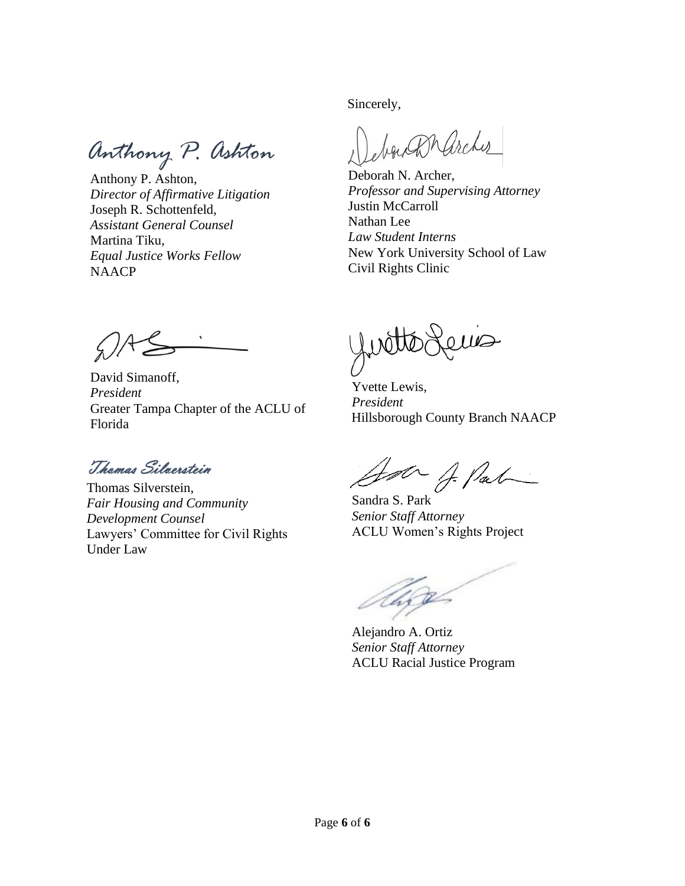Sincerely,

Anthony P. Ashton

Anthony P. Ashton,
*Director of Affirmative Litigation*
Joseph R. Schottenfeld,
*Assistant General Counsel*
Martina Tiku,
*Equal Justice Works Fellow*
NAACP

Deborah N. Archer,
*Professor and Supervising Attorney*
Justin McCarroll
Nathan Lee
*Law Student Interns*
New York University School of Law
Civil Rights Clinic

David Simanoff,
*President*
Greater Tampa Chapter of the ACLU of Florida

Yvette Lewis,
*President*
Hillsborough County Branch NAACP

Thomas Silverstein

Thomas Silverstein,
*Fair Housing and Community Development Counsel*
Lawyers' Committee for Civil Rights Under Law

Sandra S. Park
*Senior Staff Attorney*
ACLU Women's Rights Project

Alejandro A. Ortiz
*Senior Staff Attorney*
ACLU Racial Justice Program